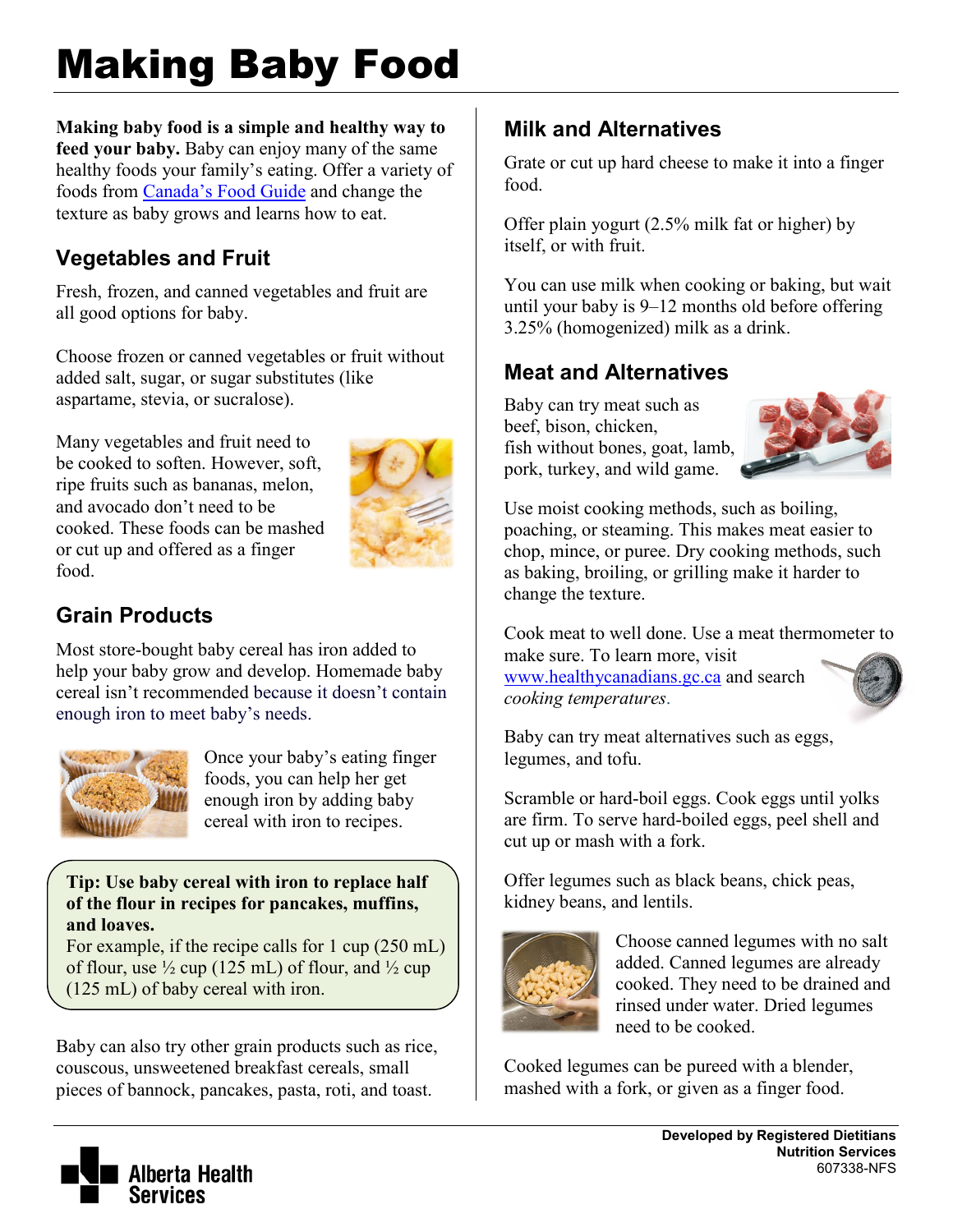# Making Baby Food

**Making baby food is a simple and healthy way to feed your baby.** Baby can enjoy many of the same healthy foods your family's eating. Offer a variety of foods from [Canada's Food Guide](#) and change the texture as baby grows and learns how to eat.

## Vegetables and Fruit

Fresh, frozen, and canned vegetables and fruit are all good options for baby.

Choose frozen or canned vegetables or fruit without added salt, sugar, or sugar substitutes (like aspartame, stevia, or sucralose).

Many vegetables and fruit need to be cooked to soften. However, soft, ripe fruits such as bananas, melon, and avocado don't need to be cooked. These foods can be mashed or cut up and offered as a finger food.

## Grain Products

Most store-bought baby cereal has iron added to help your baby grow and develop. Homemade baby cereal isn't recommended because it doesn't contain enough iron to meet baby's needs.

Once your baby's eating finger foods, you can help her get enough iron by adding baby cereal with iron to recipes.

> **Tip: Use baby cereal with iron to replace half of the flour in recipes for pancakes, muffins, and loaves.**
> For example, if the recipe calls for 1 cup (250 mL) of flour, use ½ cup (125 mL) of flour, and ½ cup (125 mL) of baby cereal with iron.

Baby can also try other grain products such as rice, couscous, unsweetened breakfast cereals, small pieces of bannock, pancakes, pasta, roti, and toast.

## Milk and Alternatives

Grate or cut up hard cheese to make it into a finger food.

Offer plain yogurt (2.5% milk fat or higher) by itself, or with fruit.

You can use milk when cooking or baking, but wait until your baby is 9–12 months old before offering 3.25% (homogenized) milk as a drink.

## Meat and Alternatives

Baby can try meat such as beef, bison, chicken, fish without bones, goat, lamb, pork, turkey, and wild game.

Use moist cooking methods, such as boiling, poaching, or steaming. This makes meat easier to chop, mince, or puree. Dry cooking methods, such as baking, broiling, or grilling make it harder to change the texture.

Cook meat to well done. Use a meat thermometer to make sure. To learn more, visit [www.healthycanadians.gc.ca](http://www.healthycanadians.gc.ca) and search *cooking temperatures*.

Baby can try meat alternatives such as eggs, legumes, and tofu.

Scramble or hard-boil eggs. Cook eggs until yolks are firm. To serve hard-boiled eggs, peel shell and cut up or mash with a fork.

Offer legumes such as black beans, chick peas, kidney beans, and lentils.

Choose canned legumes with no salt added. Canned legumes are already cooked. They need to be drained and rinsed under water. Dried legumes need to be cooked.

Cooked legumes can be pureed with a blender, mashed with a fork, or given as a finger food.

**Developed by Registered Dietitians**
**Nutrition Services**
607338-NFS

Alberta Health Services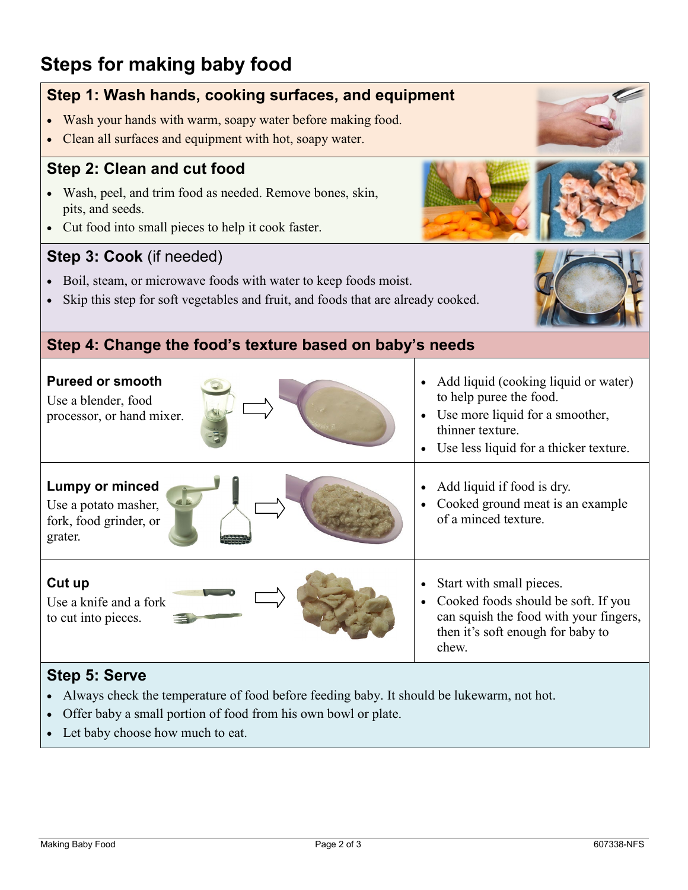# Steps for making baby food

## Step 1: Wash hands, cooking surfaces, and equipment

- Wash your hands with warm, soapy water before making food.
- Clean all surfaces and equipment with hot, soapy water.

## Step 2: Clean and cut food

- Wash, peel, and trim food as needed. Remove bones, skin, pits, and seeds.
- Cut food into small pieces to help it cook faster.

## Step 3: Cook (if needed)

- Boil, steam, or microwave foods with water to keep foods moist.
- Skip this step for soft vegetables and fruit, and foods that are already cooked.

## Step 4: Change the food's texture based on baby's needs

| Texture | Tips |
| --- | --- |
| **Pureed or smooth**<br>Use a blender, food processor, or hand mixer. | • Add liquid (cooking liquid or water) to help puree the food.<br>• Use more liquid for a smoother, thinner texture.<br>• Use less liquid for a thicker texture. |
| **Lumpy or minced**<br>Use a potato masher, fork, food grinder, or grater. | • Add liquid if food is dry.<br>• Cooked ground meat is an example of a minced texture. |
| **Cut up**<br>Use a knife and a fork to cut into pieces. | • Start with small pieces.<br>• Cooked foods should be soft. If you can squish the food with your fingers, then it's soft enough for baby to chew. |

## Step 5: Serve

- Always check the temperature of food before feeding baby. It should be lukewarm, not hot.
- Offer baby a small portion of food from his own bowl or plate.
- Let baby choose how much to eat.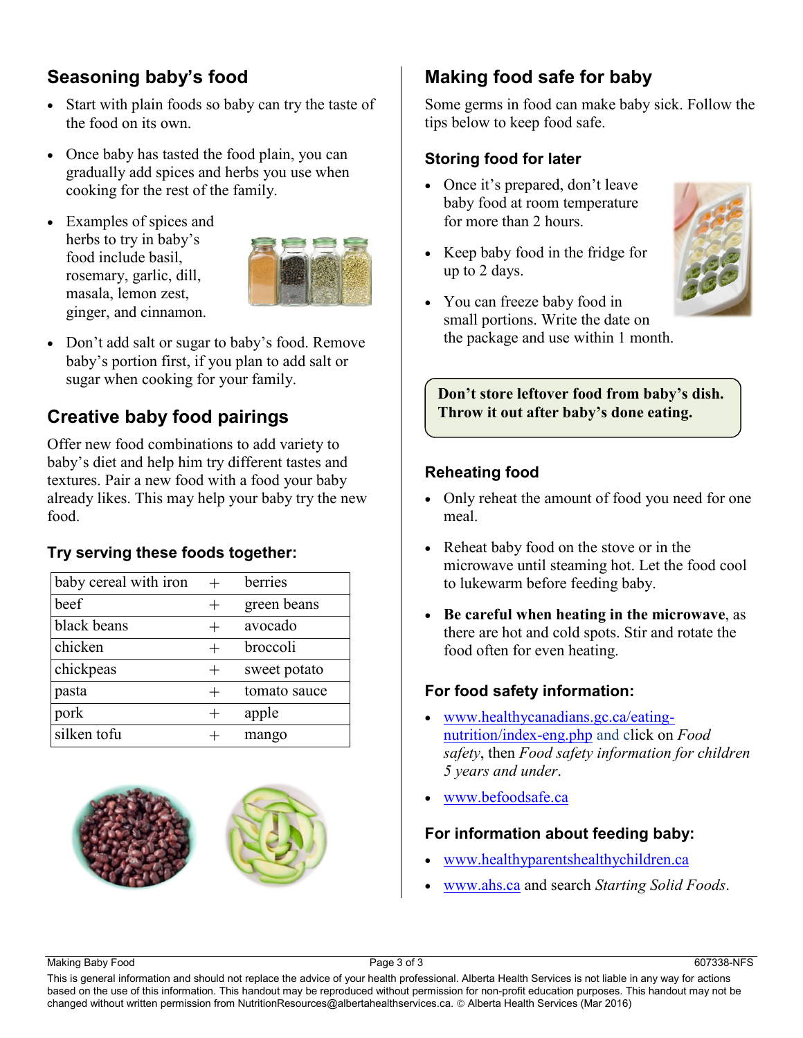## Seasoning baby's food

- Start with plain foods so baby can try the taste of the food on its own.
- Once baby has tasted the food plain, you can gradually add spices and herbs you use when cooking for the rest of the family.
- Examples of spices and herbs to try in baby's food include basil, rosemary, garlic, dill, masala, lemon zest, ginger, and cinnamon.
- Don't add salt or sugar to baby's food. Remove baby's portion first, if you plan to add salt or sugar when cooking for your family.

## Creative baby food pairings

Offer new food combinations to add variety to baby's diet and help him try different tastes and textures. Pair a new food with a food your baby already likes. This may help your baby try the new food.

### Try serving these foods together:

| | | |
|---|---|---|
| baby cereal with iron | + | berries |
| beef | + | green beans |
| black beans | + | avocado |
| chicken | + | broccoli |
| chickpeas | + | sweet potato |
| pasta | + | tomato sauce |
| pork | + | apple |
| silken tofu | + | mango |

## Making food safe for baby

Some germs in food can make baby sick. Follow the tips below to keep food safe.

### Storing food for later

- Once it's prepared, don't leave baby food at room temperature for more than 2 hours.
- Keep baby food in the fridge for up to 2 days.
- You can freeze baby food in small portions. Write the date on the package and use within 1 month.

**Don't store leftover food from baby's dish. Throw it out after baby's done eating.**

### Reheating food

- Only reheat the amount of food you need for one meal.
- Reheat baby food on the stove or in the microwave until steaming hot. Let the food cool to lukewarm before feeding baby.
- **Be careful when heating in the microwave**, as there are hot and cold spots. Stir and rotate the food often for even heating.

### For food safety information:

- www.healthycanadians.gc.ca/eating-nutrition/index-eng.php and click on *Food safety*, then *Food safety information for children 5 years and under*.
- www.befoodsafe.ca

### For information about feeding baby:

- www.healthyparentshealthychildren.ca
- www.ahs.ca and search *Starting Solid Foods*.

Making Baby Food 607338-NFS

This is general information and should not replace the advice of your health professional. Alberta Health Services is not liable in any way for actions based on the use of this information. This handout may be reproduced without permission for non-profit education purposes. This handout may not be changed without written permission from NutritionResources@albertahealthservices.ca. © Alberta Health Services (Mar 2016)